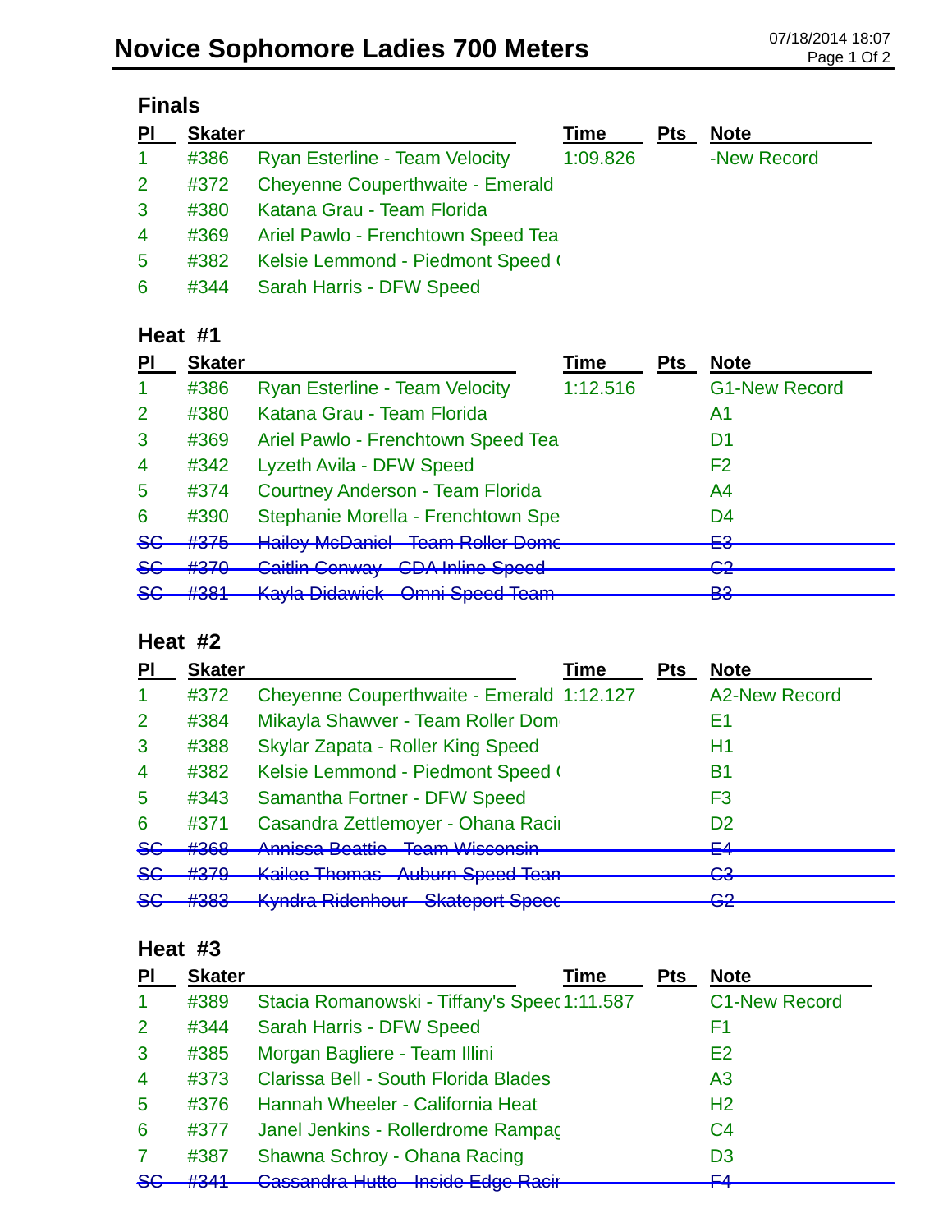# Novice Sophomore Ladies 700 Meters

07/18/2014 18:07

## Finals

| Pl | Skater | | Time | Pts | Note |
|---|---|---|---|---|---|
| 1 | #386 | Ryan Esterline - Team Velocity | 1:09.826 | | -New Record |
| 2 | #372 | Cheyenne Couperthwaite - Emerald | | | |
| 3 | #380 | Katana Grau - Team Florida | | | |
| 4 | #369 | Ariel Pawlo - Frenchtown Speed Tea | | | |
| 5 | #382 | Kelsie Lemmond - Piedmont Speed ( | | | |
| 6 | #344 | Sarah Harris - DFW Speed | | | |

## Heat #1

| Pl | Skater | | Time | Pts | Note |
|---|---|---|---|---|---|
| 1 | #386 | Ryan Esterline - Team Velocity | 1:12.516 | | G1-New Record |
| 2 | #380 | Katana Grau - Team Florida | | | A1 |
| 3 | #369 | Ariel Pawlo - Frenchtown Speed Tea | | | D1 |
| 4 | #342 | Lyzeth Avila - DFW Speed | | | F2 |
| 5 | #374 | Courtney Anderson - Team Florida | | | A4 |
| 6 | #390 | Stephanie Morella - Frenchtown Spe | | | D4 |
| ~~SC~~ | ~~#375~~ | ~~Hailey McDaniel - Team Roller Domc~~ | | | ~~E3~~ |
| ~~SC~~ | ~~#370~~ | ~~Caitlin Conway - CDA Inline Speed~~ | | | ~~C2~~ |
| ~~SC~~ | ~~#381~~ | ~~Kayla Didawick - Omni Speed Team~~ | | | ~~B3~~ |

## Heat #2

| Pl | Skater | | Time | Pts | Note |
|---|---|---|---|---|---|
| 1 | #372 | Cheyenne Couperthwaite - Emerald | 1:12.127 | | A2-New Record |
| 2 | #384 | Mikayla Shawver - Team Roller Dom | | | E1 |
| 3 | #388 | Skylar Zapata - Roller King Speed | | | H1 |
| 4 | #382 | Kelsie Lemmond - Piedmont Speed ( | | | B1 |
| 5 | #343 | Samantha Fortner - DFW Speed | | | F3 |
| 6 | #371 | Casandra Zettlemoyer - Ohana Racii | | | D2 |
| ~~SC~~ | ~~#368~~ | ~~Annissa Beattie - Team Wisconsin~~ | | | ~~E4~~ |
| ~~SC~~ | ~~#379~~ | ~~Kailee Thomas - Auburn Speed Tean~~ | | | ~~C3~~ |
| ~~SC~~ | ~~#383~~ | ~~Kyndra Ridenhour - Skateport Speec~~ | | | ~~G2~~ |

## Heat #3

| Pl | Skater | | Time | Pts | Note |
|---|---|---|---|---|---|
| 1 | #389 | Stacia Romanowski - Tiffany's Speec | 1:11.587 | | C1-New Record |
| 2 | #344 | Sarah Harris - DFW Speed | | | F1 |
| 3 | #385 | Morgan Bagliere - Team Illini | | | E2 |
| 4 | #373 | Clarissa Bell - South Florida Blades | | | A3 |
| 5 | #376 | Hannah Wheeler - California Heat | | | H2 |
| 6 | #377 | Janel Jenkins - Rollerdrome Rampag | | | C4 |
| 7 | #387 | Shawna Schroy - Ohana Racing | | | D3 |
| ~~SC~~ | ~~#341~~ | ~~Cassandra Hutto - Inside Edge Racii~~ | | | ~~F4~~ |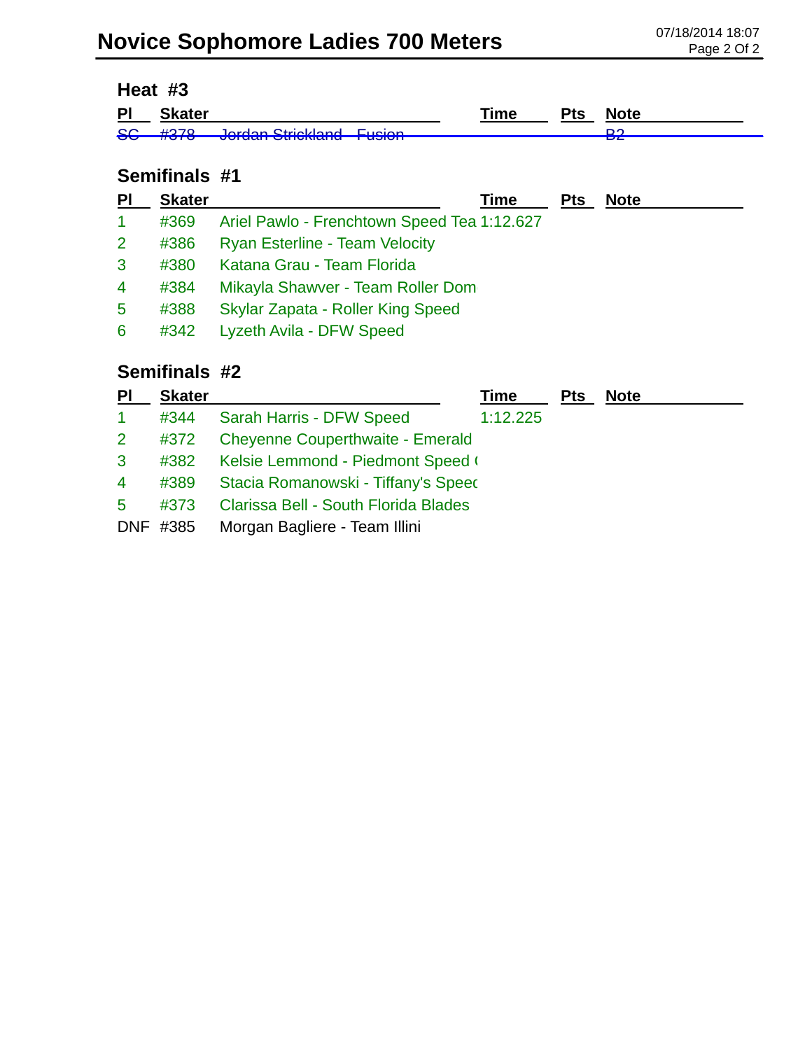# Novice Sophomore Ladies 700 Meters

## Heat #3

| Pl | Skater | | Time | Pts | Note |
|---|---|---|---|---|---|
| ~~SC~~ | ~~#378~~ | ~~Jordan Strickland - Fusion~~ | | | ~~B2~~ |

## Semifinals #1

| Pl | Skater | | Time | Pts | Note |
|---|---|---|---|---|---|
| 1 | #369 | Ariel Pawlo - Frenchtown Speed Tea | 1:12.627 | | |
| 2 | #386 | Ryan Esterline - Team Velocity | | | |
| 3 | #380 | Katana Grau - Team Florida | | | |
| 4 | #384 | Mikayla Shawver - Team Roller Dom | | | |
| 5 | #388 | Skylar Zapata - Roller King Speed | | | |
| 6 | #342 | Lyzeth Avila - DFW Speed | | | |

## Semifinals #2

| Pl | Skater | | Time | Pts | Note |
|---|---|---|---|---|---|
| 1 | #344 | Sarah Harris - DFW Speed | 1:12.225 | | |
| 2 | #372 | Cheyenne Couperthwaite - Emerald | | | |
| 3 | #382 | Kelsie Lemmond - Piedmont Speed ( | | | |
| 4 | #389 | Stacia Romanowski - Tiffany's Speec | | | |
| 5 | #373 | Clarissa Bell - South Florida Blades | | | |
| DNF | #385 | Morgan Bagliere - Team Illini | | | |